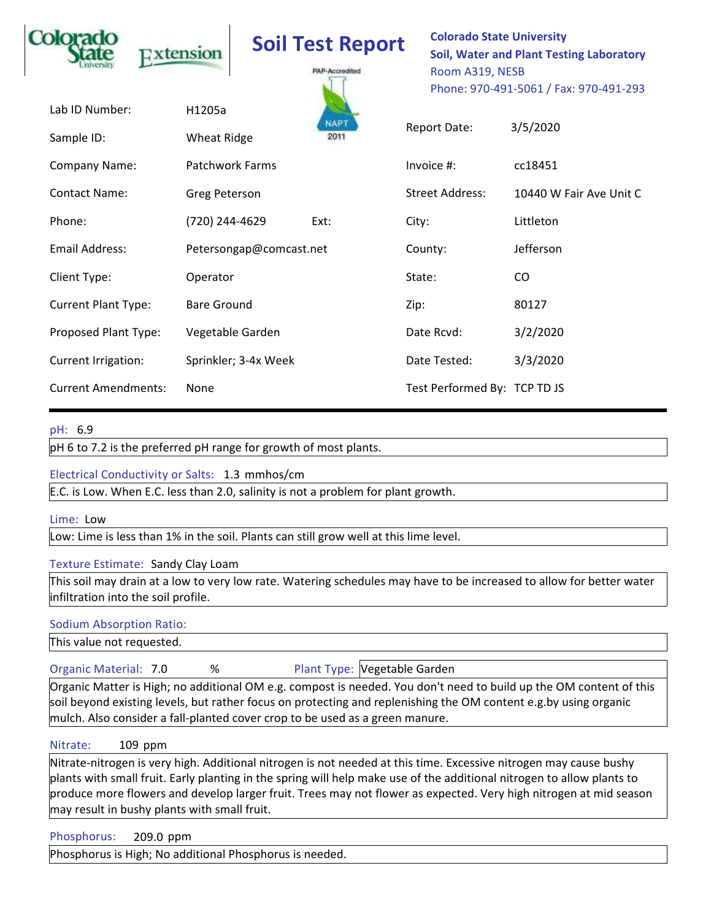Colorado State University Extension

# Soil Test Report

PAP-Accredited NAPT 2011

**Colorado State University**
**Soil, Water and Plant Testing Laboratory**
Room A319, NESB
Phone: 970-491-5061 / Fax: 970-491-293

| | | | |
|---|---|---|---|
| Lab ID Number: | H1205a | | |
| Sample ID: | Wheat Ridge | Report Date: | 3/5/2020 |
| Company Name: | Patchwork Farms | Invoice #: | cc18451 |
| Contact Name: | Greg Peterson | Street Address: | 10440 W Fair Ave Unit C |
| Phone: | (720) 244-4629 Ext: | City: | Littleton |
| Email Address: | Petersongap@comcast.net | County: | Jefferson |
| Client Type: | Operator | State: | CO |
| Current Plant Type: | Bare Ground | Zip: | 80127 |
| Proposed Plant Type: | Vegetable Garden | Date Rcvd: | 3/2/2020 |
| Current Irrigation: | Sprinkler; 3-4x Week | Date Tested: | 3/3/2020 |
| Current Amendments: | None | Test Performed By: | TCP TD JS |

---

pH: 6.9

pH 6 to 7.2 is the preferred pH range for growth of most plants.

Electrical Conductivity or Salts: 1.3 mmhos/cm

E.C. is Low. When E.C. less than 2.0, salinity is not a problem for plant growth.

Lime: Low

Low: Lime is less than 1% in the soil. Plants can still grow well at this lime level.

Texture Estimate: Sandy Clay Loam

This soil may drain at a low to very low rate. Watering schedules may have to be increased to allow for better water infiltration into the soil profile.

Sodium Absorption Ratio:

This value not requested.

Organic Material: 7.0 % Plant Type: Vegetable Garden

Organic Matter is High; no additional OM e.g. compost is needed. You don't need to build up the OM content of this soil beyond existing levels, but rather focus on protecting and replenishing the OM content e.g.by using organic mulch. Also consider a fall-planted cover crop to be used as a green manure.

Nitrate: 109 ppm

Nitrate-nitrogen is very high. Additional nitrogen is not needed at this time. Excessive nitrogen may cause bushy plants with small fruit. Early planting in the spring will help make use of the additional nitrogen to allow plants to produce more flowers and develop larger fruit. Trees may not flower as expected. Very high nitrogen at mid season may result in bushy plants with small fruit.

Phosphorus: 209.0 ppm

Phosphorus is High; No additional Phosphorus is needed.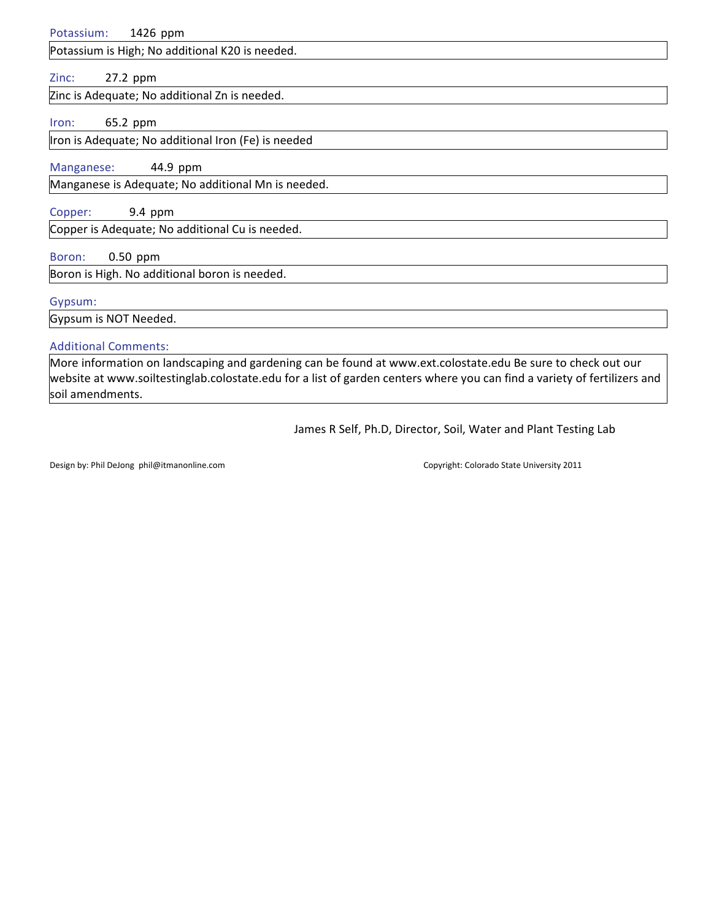Potassium: 1426 ppm

Potassium is High; No additional K20 is needed.

Zinc: 27.2 ppm

Zinc is Adequate; No additional Zn is needed.

Iron: 65.2 ppm

Iron is Adequate; No additional Iron (Fe) is needed

Manganese: 44.9 ppm

Manganese is Adequate; No additional Mn is needed.

Copper: 9.4 ppm

Copper is Adequate; No additional Cu is needed.

Boron: 0.50 ppm

Boron is High. No additional boron is needed.

Gypsum:

Gypsum is NOT Needed.

Additional Comments:

More information on landscaping and gardening can be found at www.ext.colostate.edu Be sure to check out our website at www.soiltestinglab.colostate.edu for a list of garden centers where you can find a variety of fertilizers and soil amendments.

James R Self, Ph.D, Director, Soil, Water and Plant Testing Lab

Design by: Phil DeJong phil@itmanonline.com

Copyright: Colorado State University 2011